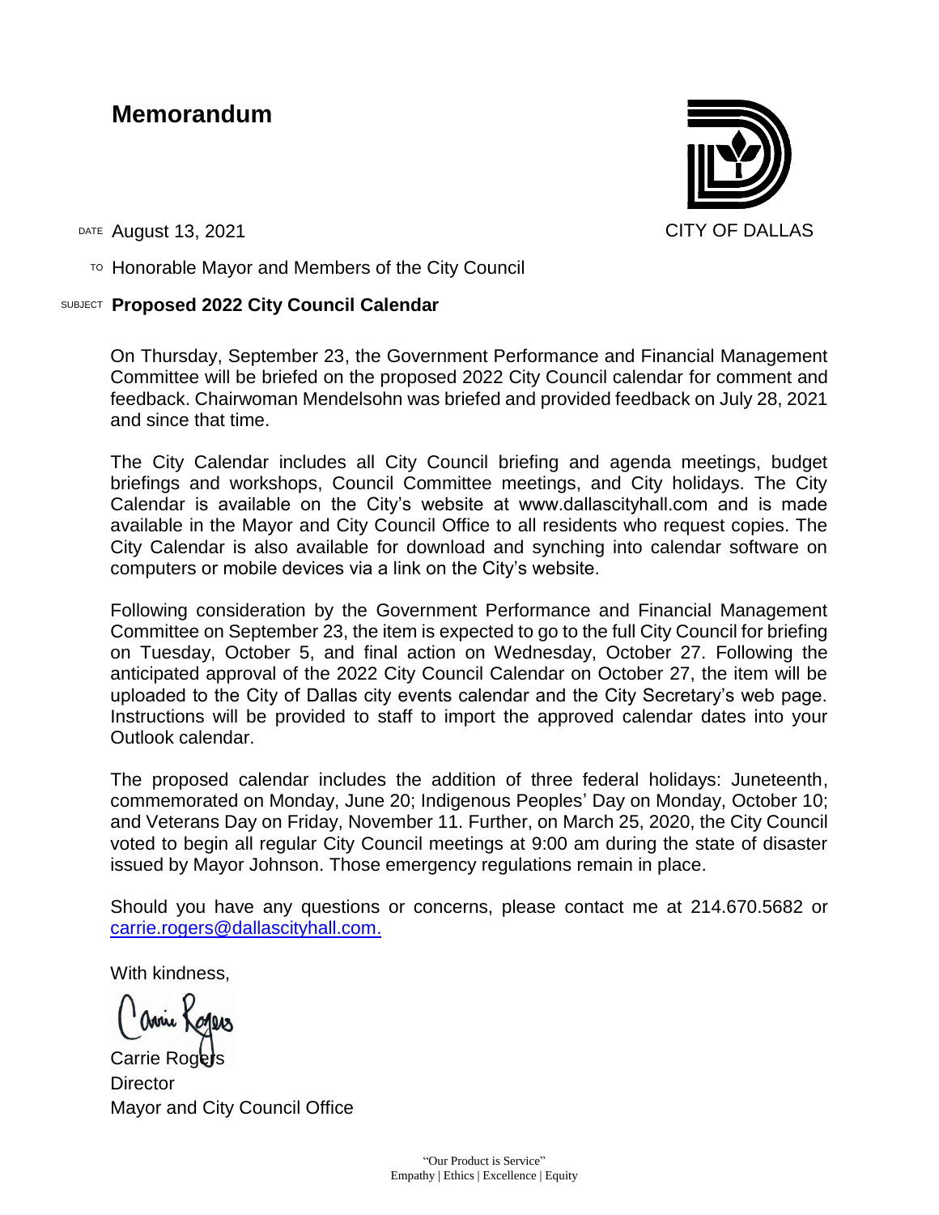# Memorandum

CITY OF DALLAS

DATE August 13, 2021

TO Honorable Mayor and Members of the City Council

SUBJECT **Proposed 2022 City Council Calendar**

On Thursday, September 23, the Government Performance and Financial Management Committee will be briefed on the proposed 2022 City Council calendar for comment and feedback. Chairwoman Mendelsohn was briefed and provided feedback on July 28, 2021 and since that time.

The City Calendar includes all City Council briefing and agenda meetings, budget briefings and workshops, Council Committee meetings, and City holidays. The City Calendar is available on the City's website at www.dallascityhall.com and is made available in the Mayor and City Council Office to all residents who request copies. The City Calendar is also available for download and synching into calendar software on computers or mobile devices via a link on the City's website.

Following consideration by the Government Performance and Financial Management Committee on September 23, the item is expected to go to the full City Council for briefing on Tuesday, October 5, and final action on Wednesday, October 27. Following the anticipated approval of the 2022 City Council Calendar on October 27, the item will be uploaded to the City of Dallas city events calendar and the City Secretary's web page. Instructions will be provided to staff to import the approved calendar dates into your Outlook calendar.

The proposed calendar includes the addition of three federal holidays: Juneteenth, commemorated on Monday, June 20; Indigenous Peoples' Day on Monday, October 10; and Veterans Day on Friday, November 11. Further, on March 25, 2020, the City Council voted to begin all regular City Council meetings at 9:00 am during the state of disaster issued by Mayor Johnson. Those emergency regulations remain in place.

Should you have any questions or concerns, please contact me at 214.670.5682 or carrie.rogers@dallascityhall.com.

With kindness,

Carrie Rogers
Director
Mayor and City Council Office

"Our Product is Service"
Empathy | Ethics | Excellence | Equity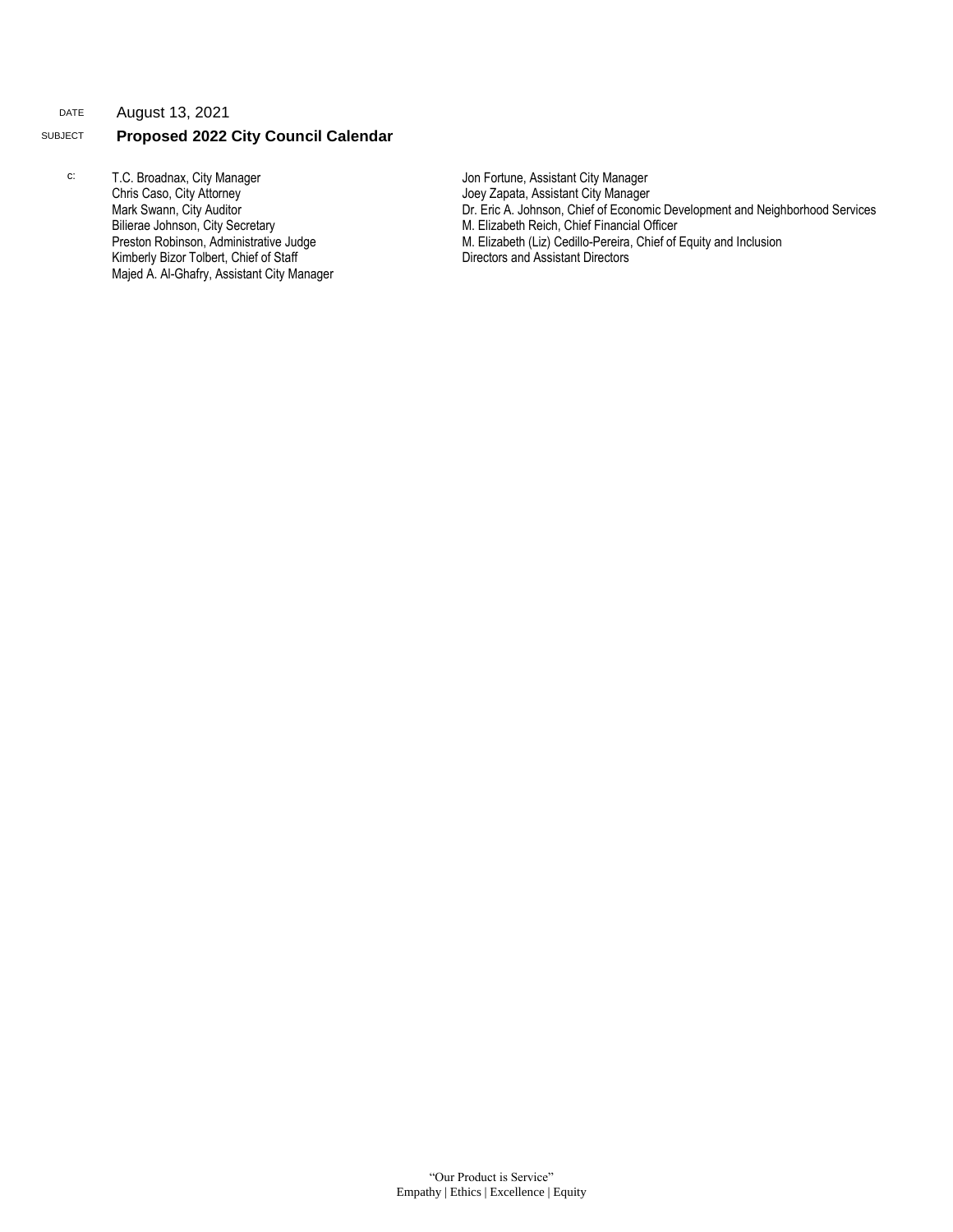DATE August 13, 2021

SUBJECT **Proposed 2022 City Council Calendar**

c: T.C. Broadnax, City Manager
Chris Caso, City Attorney
Mark Swann, City Auditor
Bilierae Johnson, City Secretary
Preston Robinson, Administrative Judge
Kimberly Bizor Tolbert, Chief of Staff
Majed A. Al-Ghafry, Assistant City Manager
Jon Fortune, Assistant City Manager
Joey Zapata, Assistant City Manager
Dr. Eric A. Johnson, Chief of Economic Development and Neighborhood Services
M. Elizabeth Reich, Chief Financial Officer
M. Elizabeth (Liz) Cedillo-Pereira, Chief of Equity and Inclusion
Directors and Assistant Directors

"Our Product is Service"
Empathy | Ethics | Excellence | Equity